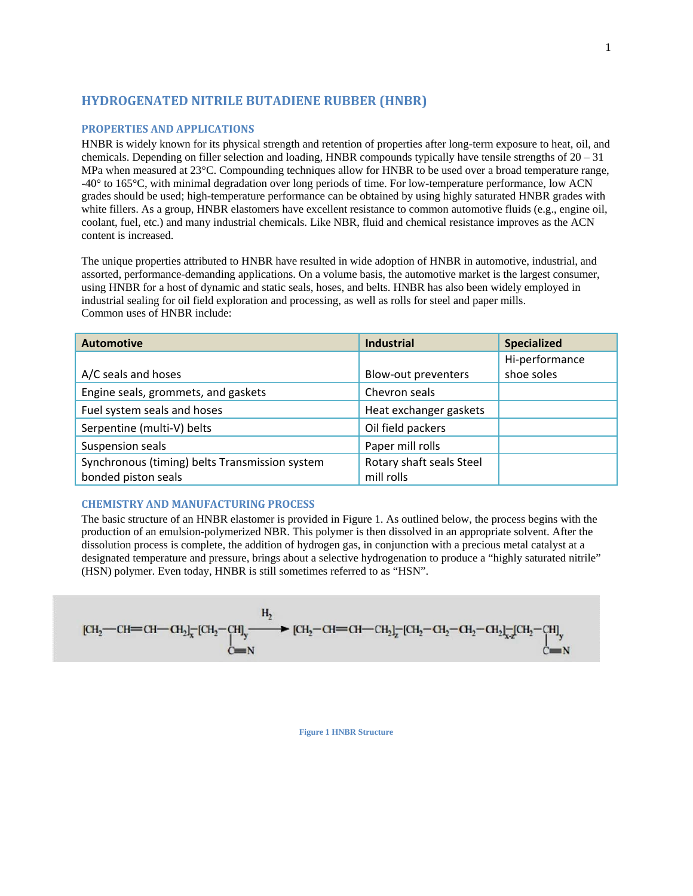# HYDROGENATED NITRILE BUTADIENE RUBBER (HNBR)

## PROPERTIES AND APPLICATIONS

HNBR is widely known for its physical strength and retention of properties after long-term exposure to heat, oil, and chemicals. Depending on filler selection and loading, HNBR compounds typically have tensile strengths of 20 – 31 MPa when measured at 23°C. Compounding techniques allow for HNBR to be used over a broad temperature range, -40° to 165°C, with minimal degradation over long periods of time. For low-temperature performance, low ACN grades should be used; high-temperature performance can be obtained by using highly saturated HNBR grades with white fillers. As a group, HNBR elastomers have excellent resistance to common automotive fluids (e.g., engine oil, coolant, fuel, etc.) and many industrial chemicals. Like NBR, fluid and chemical resistance improves as the ACN content is increased.

The unique properties attributed to HNBR have resulted in wide adoption of HNBR in automotive, industrial, and assorted, performance-demanding applications. On a volume basis, the automotive market is the largest consumer, using HNBR for a host of dynamic and static seals, hoses, and belts. HNBR has also been widely employed in industrial sealing for oil field exploration and processing, as well as rolls for steel and paper mills.
Common uses of HNBR include:

| Automotive | Industrial | Specialized |
|---|---|---|
| A/C seals and hoses | Blow-out preventers | Hi-performance shoe soles |
| Engine seals, grommets, and gaskets | Chevron seals | |
| Fuel system seals and hoses | Heat exchanger gaskets | |
| Serpentine (multi-V) belts | Oil field packers | |
| Suspension seals | Paper mill rolls | |
| Synchronous (timing) belts Transmission system bonded piston seals | Rotary shaft seals Steel mill rolls | |

## CHEMISTRY AND MANUFACTURING PROCESS

The basic structure of an HNBR elastomer is provided in Figure 1. As outlined below, the process begins with the production of an emulsion-polymerized NBR. This polymer is then dissolved in an appropriate solvent. After the dissolution process is complete, the addition of hydrogen gas, in conjunction with a precious metal catalyst at a designated temperature and pressure, brings about a selective hydrogenation to produce a "highly saturated nitrile" (HSN) polymer. Even today, HNBR is still sometimes referred to as "HSN".

$$[CH_2-CH=CH-CH_2]_x-[CH_2-\underset{\displaystyle C\equiv N}{CH}]_y \xrightarrow{H_2} [CH_2-CH=CH-CH_2]_z-[CH_2-CH_2-CH_2-CH_2]_{x-z}-[CH_2-\underset{\displaystyle C\equiv N}{CH}]_y$$

**Figure 1 HNBR Structure**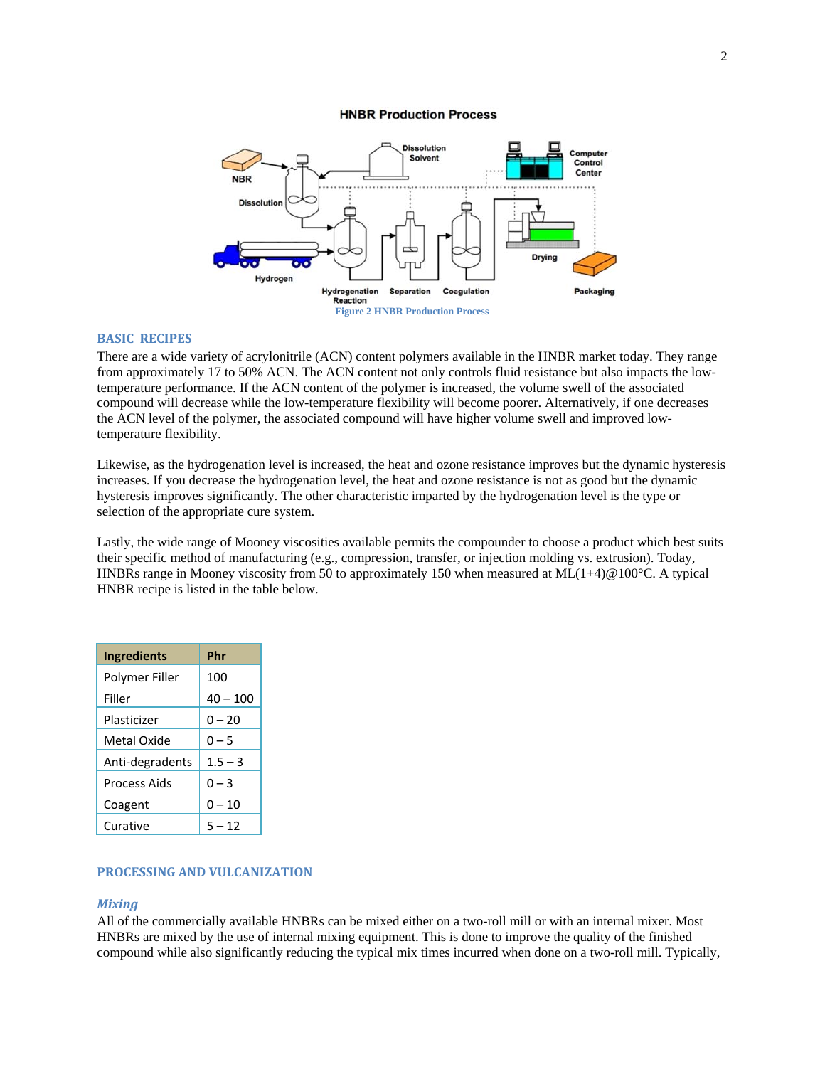Figure 2 HNBR Production Process

## BASIC RECIPES

There are a wide variety of acrylonitrile (ACN) content polymers available in the HNBR market today. They range from approximately 17 to 50% ACN. The ACN content not only controls fluid resistance but also impacts the low-temperature performance. If the ACN content of the polymer is increased, the volume swell of the associated compound will decrease while the low-temperature flexibility will become poorer. Alternatively, if one decreases the ACN level of the polymer, the associated compound will have higher volume swell and improved low-temperature flexibility.

Likewise, as the hydrogenation level is increased, the heat and ozone resistance improves but the dynamic hysteresis increases. If you decrease the hydrogenation level, the heat and ozone resistance is not as good but the dynamic hysteresis improves significantly. The other characteristic imparted by the hydrogenation level is the type or selection of the appropriate cure system.

Lastly, the wide range of Mooney viscosities available permits the compounder to choose a product which best suits their specific method of manufacturing (e.g., compression, transfer, or injection molding vs. extrusion). Today, HNBRs range in Mooney viscosity from 50 to approximately 150 when measured at ML(1+4)@100°C. A typical HNBR recipe is listed in the table below.

| Ingredients | Phr |
|---|---|
| Polymer Filler | 100 |
| Filler | 40 – 100 |
| Plasticizer | 0 – 20 |
| Metal Oxide | 0 – 5 |
| Anti-degradents | 1.5 – 3 |
| Process Aids | 0 – 3 |
| Coagent | 0 – 10 |
| Curative | 5 – 12 |

## PROCESSING AND VULCANIZATION

### *Mixing*

All of the commercially available HNBRs can be mixed either on a two-roll mill or with an internal mixer. Most HNBRs are mixed by the use of internal mixing equipment. This is done to improve the quality of the finished compound while also significantly reducing the typical mix times incurred when done on a two-roll mill. Typically,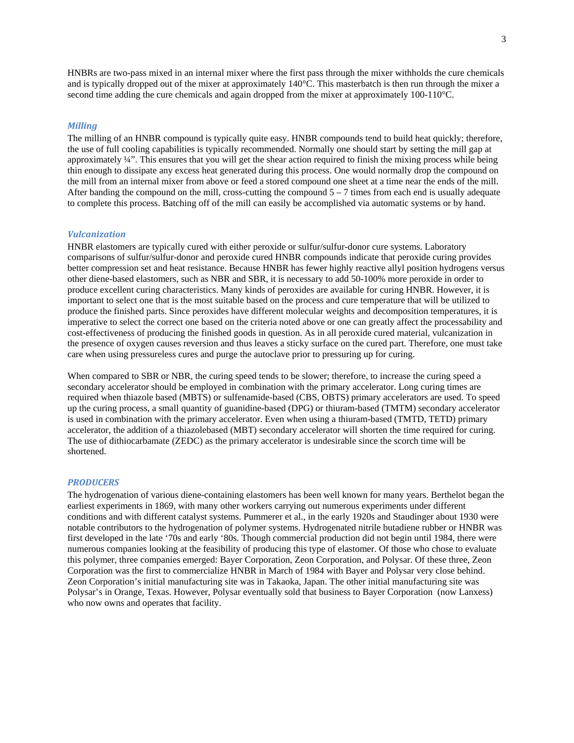HNBRs are two-pass mixed in an internal mixer where the first pass through the mixer withholds the cure chemicals and is typically dropped out of the mixer at approximately 140°C. This masterbatch is then run through the mixer a second time adding the cure chemicals and again dropped from the mixer at approximately 100-110°C.

### *Milling*

The milling of an HNBR compound is typically quite easy. HNBR compounds tend to build heat quickly; therefore, the use of full cooling capabilities is typically recommended. Normally one should start by setting the mill gap at approximately ¼". This ensures that you will get the shear action required to finish the mixing process while being thin enough to dissipate any excess heat generated during this process. One would normally drop the compound on the mill from an internal mixer from above or feed a stored compound one sheet at a time near the ends of the mill. After banding the compound on the mill, cross-cutting the compound 5 – 7 times from each end is usually adequate to complete this process. Batching off of the mill can easily be accomplished via automatic systems or by hand.

### *Vulcanization*

HNBR elastomers are typically cured with either peroxide or sulfur/sulfur-donor cure systems. Laboratory comparisons of sulfur/sulfur-donor and peroxide cured HNBR compounds indicate that peroxide curing provides better compression set and heat resistance. Because HNBR has fewer highly reactive allyl position hydrogens versus other diene-based elastomers, such as NBR and SBR, it is necessary to add 50-100% more peroxide in order to produce excellent curing characteristics. Many kinds of peroxides are available for curing HNBR. However, it is important to select one that is the most suitable based on the process and cure temperature that will be utilized to produce the finished parts. Since peroxides have different molecular weights and decomposition temperatures, it is imperative to select the correct one based on the criteria noted above or one can greatly affect the processability and cost-effectiveness of producing the finished goods in question. As in all peroxide cured material, vulcanization in the presence of oxygen causes reversion and thus leaves a sticky surface on the cured part. Therefore, one must take care when using pressureless cures and purge the autoclave prior to pressuring up for curing.

When compared to SBR or NBR, the curing speed tends to be slower; therefore, to increase the curing speed a secondary accelerator should be employed in combination with the primary accelerator. Long curing times are required when thiazole based (MBTS) or sulfenamide-based (CBS, OBTS) primary accelerators are used. To speed up the curing process, a small quantity of guanidine-based (DPG) or thiuram-based (TMTM) secondary accelerator is used in combination with the primary accelerator. Even when using a thiuram-based (TMTD, TETD) primary accelerator, the addition of a thiazolebased (MBT) secondary accelerator will shorten the time required for curing. The use of dithiocarbamate (ZEDC) as the primary accelerator is undesirable since the scorch time will be shortened.

## *PRODUCERS*

The hydrogenation of various diene-containing elastomers has been well known for many years. Berthelot began the earliest experiments in 1869, with many other workers carrying out numerous experiments under different conditions and with different catalyst systems. Pummerer et al., in the early 1920s and Staudinger about 1930 were notable contributors to the hydrogenation of polymer systems. Hydrogenated nitrile butadiene rubber or HNBR was first developed in the late '70s and early '80s. Though commercial production did not begin until 1984, there were numerous companies looking at the feasibility of producing this type of elastomer. Of those who chose to evaluate this polymer, three companies emerged: Bayer Corporation, Zeon Corporation, and Polysar. Of these three, Zeon Corporation was the first to commercialize HNBR in March of 1984 with Bayer and Polysar very close behind. Zeon Corporation's initial manufacturing site was in Takaoka, Japan. The other initial manufacturing site was Polysar's in Orange, Texas. However, Polysar eventually sold that business to Bayer Corporation (now Lanxess) who now owns and operates that facility.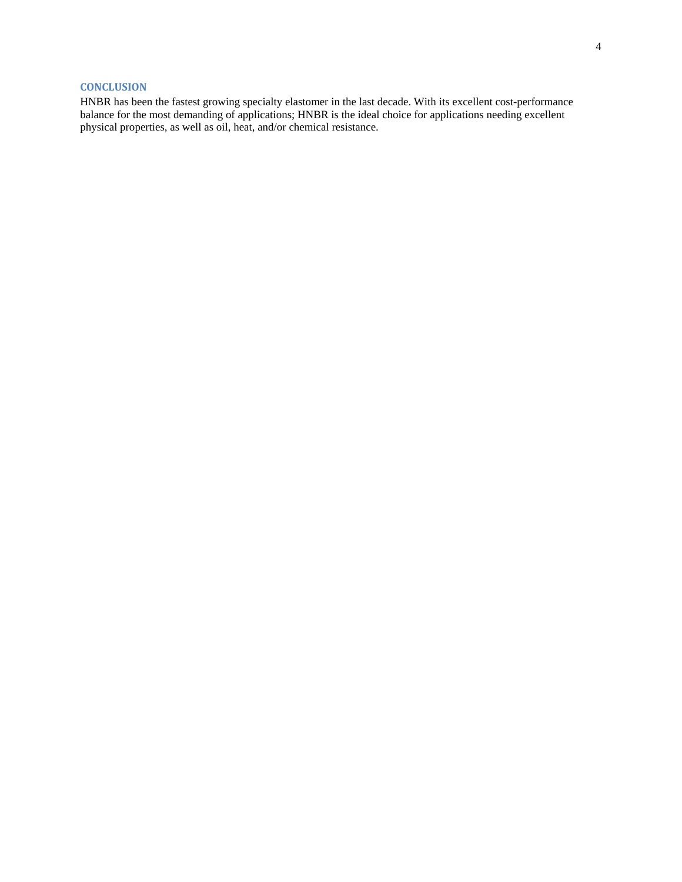## CONCLUSION

HNBR has been the fastest growing specialty elastomer in the last decade. With its excellent cost-performance balance for the most demanding of applications; HNBR is the ideal choice for applications needing excellent physical properties, as well as oil, heat, and/or chemical resistance.